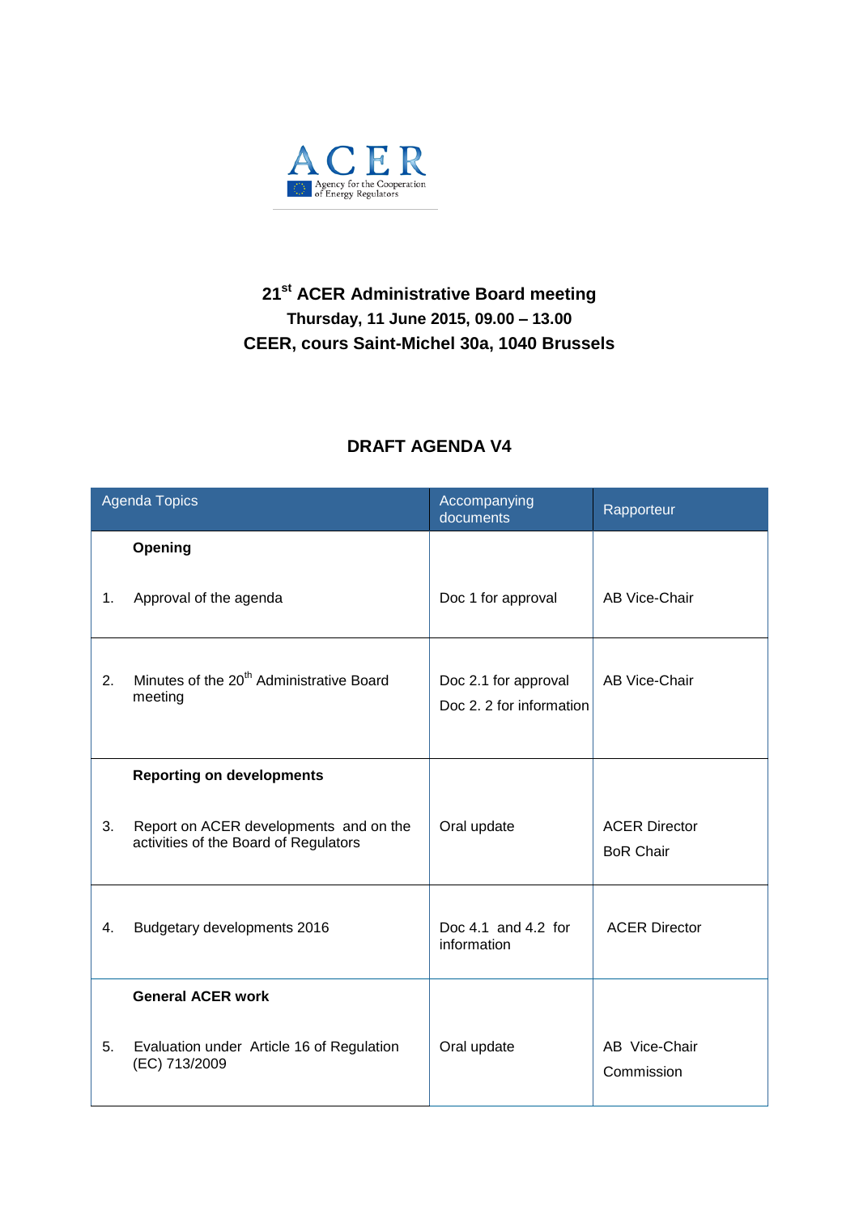ACER

Agency for the Cooperation of Energy Regulators

## 21st ACER Administrative Board meeting

**Thursday, 11 June 2015, 09.00 – 13.00**

**CEER, cours Saint-Michel 30a, 1040 Brussels**

## DRAFT AGENDA V4

| Agenda Topics | Accompanying documents | Rapporteur |
|---|---|---|
| **Opening** | | |
| 1. Approval of the agenda | Doc 1 for approval | AB Vice-Chair |
| 2. Minutes of the 20th Administrative Board meeting | Doc 2.1 for approval<br>Doc 2. 2 for information | AB Vice-Chair |
| **Reporting on developments** | | |
| 3. Report on ACER developments and on the activities of the Board of Regulators | Oral update | ACER Director<br>BoR Chair |
| 4. Budgetary developments 2016 | Doc 4.1 and 4.2 for information | ACER Director |
| **General ACER work** | | |
| 5. Evaluation under Article 16 of Regulation (EC) 713/2009 | Oral update | AB Vice-Chair<br>Commission |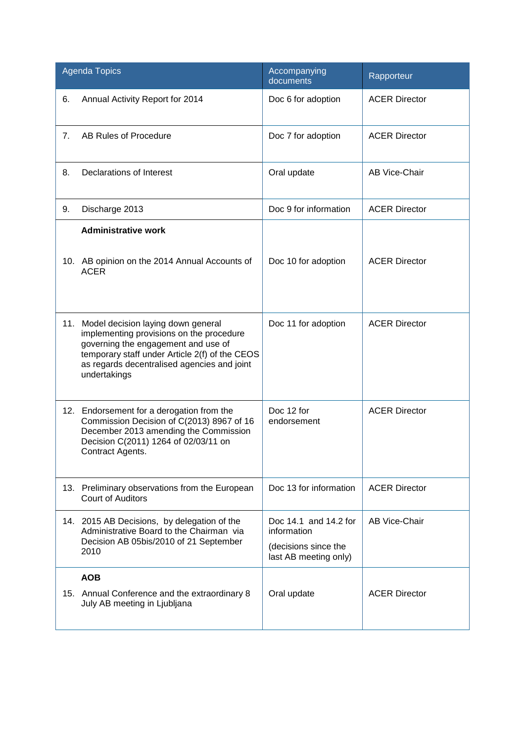| Agenda Topics | Accompanying documents | Rapporteur |
|---|---|---|
| 6. Annual Activity Report for 2014 | Doc 6 for adoption | ACER Director |
| 7. AB Rules of Procedure | Doc 7 for adoption | ACER Director |
| 8. Declarations of Interest | Oral update | AB Vice-Chair |
| 9. Discharge 2013 | Doc 9 for information | ACER Director |
| **Administrative work** | | |
| 10. AB opinion on the 2014 Annual Accounts of ACER | Doc 10 for adoption | ACER Director |
| 11. Model decision laying down general implementing provisions on the procedure governing the engagement and use of temporary staff under Article 2(f) of the CEOS as regards decentralised agencies and joint undertakings | Doc 11 for adoption | ACER Director |
| 12. Endorsement for a derogation from the Commission Decision of C(2013) 8967 of 16 December 2013 amending the Commission Decision C(2011) 1264 of 02/03/11 on Contract Agents. | Doc 12 for endorsement | ACER Director |
| 13. Preliminary observations from the European Court of Auditors | Doc 13 for information | ACER Director |
| 14. 2015 AB Decisions, by delegation of the Administrative Board to the Chairman via Decision AB 05bis/2010 of 21 September 2010 | Doc 14.1 and 14.2 for information (decisions since the last AB meeting only) | AB Vice-Chair |
| **AOB** | | |
| 15. Annual Conference and the extraordinary 8 July AB meeting in Ljubljana | Oral update | ACER Director |